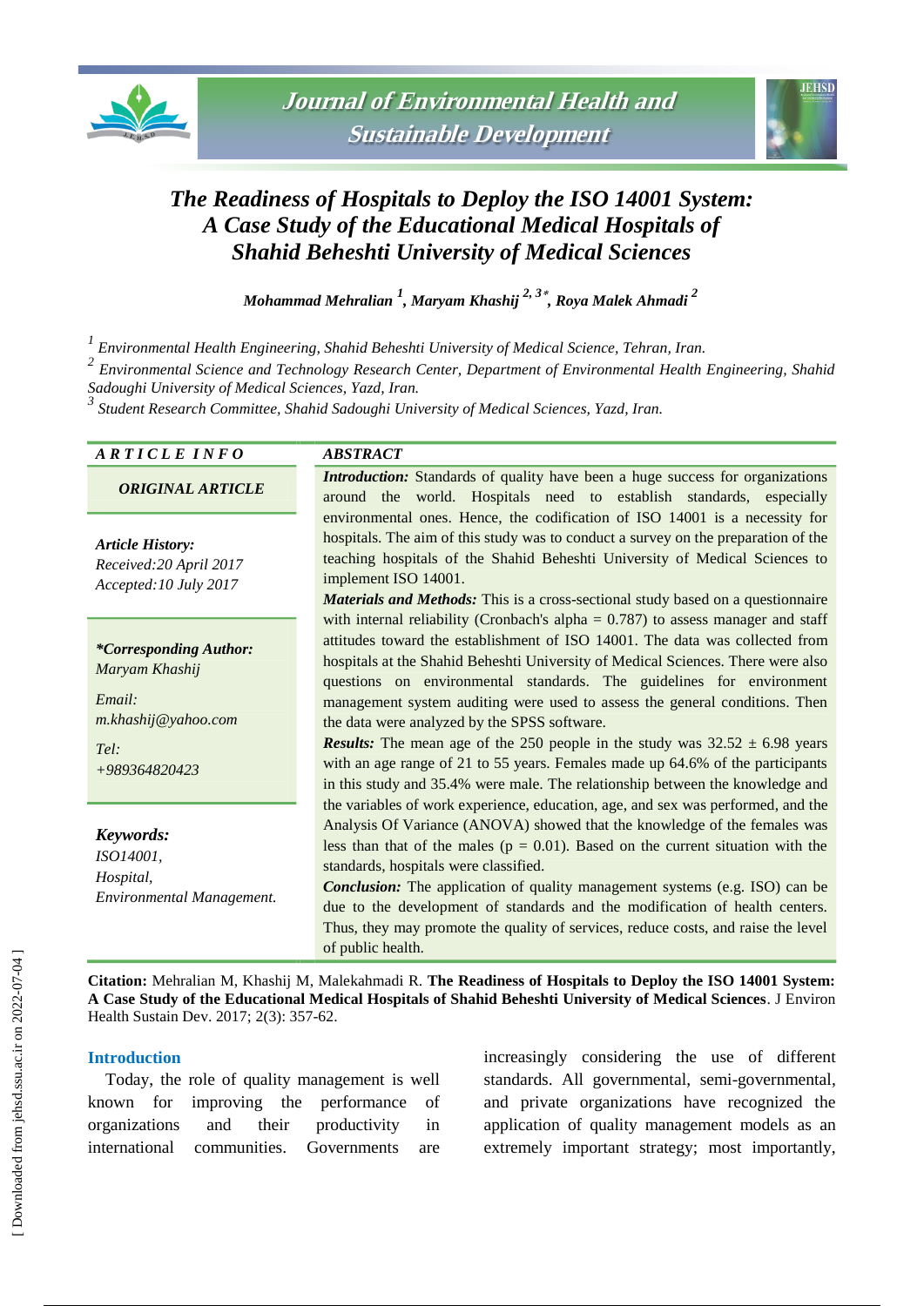# The Readiness of Hospitals to Deploy the ISO 14001 System: A Case Study of the Educational Medical Hospitals of Shahid Beheshti University of Medical Sciences

***Mohammad Mehralian*** [1], ***Maryam Khashij*** [2, 3*], ***Roya Malek Ahmadi*** [2]

[1] *Environmental Health Engineering, Shahid Beheshti University of Medical Science, Tehran, Iran.*

[2] *Environmental Science and Technology Research Center, Department of Environmental Health Engineering, Shahid Sadoughi University of Medical Sciences, Yazd, Iran.*

[3] *Student Research Committee, Shahid Sadoughi University of Medical Sciences, Yazd, Iran.*

***ARTICLE INFO***

***ORIGINAL ARTICLE***

***Article History:***
*Received:20 April 2017*
*Accepted:10 July 2017*

***\*Corresponding Author:***
*Maryam Khashij*

*Email:*
*m.khashij@yahoo.com*

*Tel:*
*+989364820423*

***Keywords:***
*ISO14001,*
*Hospital,*
*Environmental Management.*

***ABSTRACT***

***Introduction:*** Standards of quality have been a huge success for organizations around the world. Hospitals need to establish standards, especially environmental ones. Hence, the codification of ISO 14001 is a necessity for hospitals. The aim of this study was to conduct a survey on the preparation of the teaching hospitals of the Shahid Beheshti University of Medical Sciences to implement ISO 14001.

***Materials and Methods:*** This is a cross-sectional study based on a questionnaire with internal reliability (Cronbach's alpha = 0.787) to assess manager and staff attitudes toward the establishment of ISO 14001. The data was collected from hospitals at the Shahid Beheshti University of Medical Sciences. There were also questions on environmental standards. The guidelines for environment management system auditing were used to assess the general conditions. Then the data were analyzed by the SPSS software.

***Results:*** The mean age of the 250 people in the study was 32.52 ± 6.98 years with an age range of 21 to 55 years. Females made up 64.6% of the participants in this study and 35.4% were male. The relationship between the knowledge and the variables of work experience, education, age, and sex was performed, and the Analysis Of Variance (ANOVA) showed that the knowledge of the females was less than that of the males ($p = 0.01$). Based on the current situation with the standards, hospitals were classified.

***Conclusion:*** The application of quality management systems (e.g. ISO) can be due to the development of standards and the modification of health centers. Thus, they may promote the quality of services, reduce costs, and raise the level of public health.

**Citation:** Mehralian M, Khashij M, Malekahmadi R. **The Readiness of Hospitals to Deploy the ISO 14001 System: A Case Study of the Educational Medical Hospitals of Shahid Beheshti University of Medical Sciences**. J Environ Health Sustain Dev. 2017; 2(3): 357-62.

## Introduction

Today, the role of quality management is well known for improving the performance of organizations and their productivity in international communities. Governments are increasingly considering the use of different standards. All governmental, semi-governmental, and private organizations have recognized the application of quality management models as an extremely important strategy; most importantly,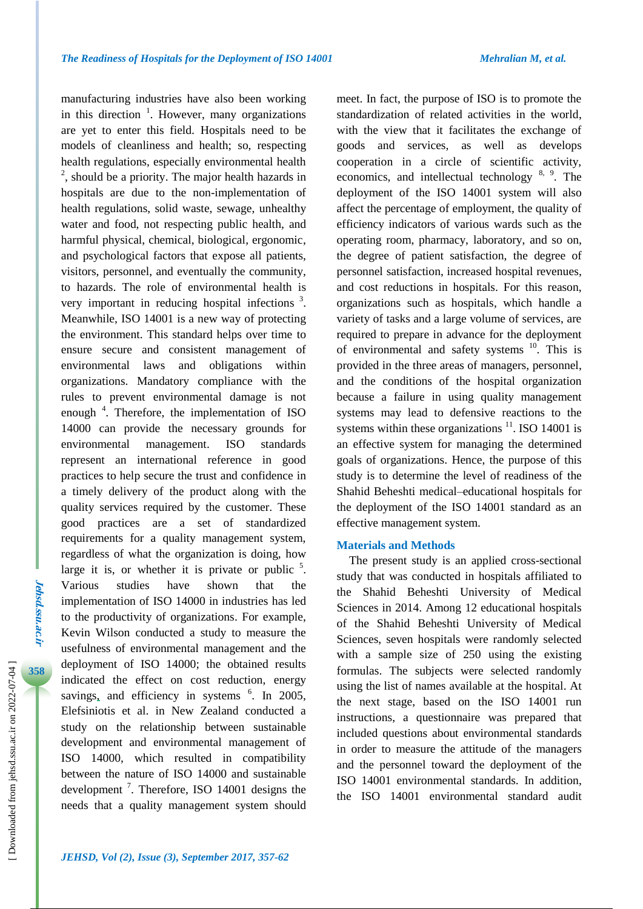manufacturing industries have also been working in this direction [1]. However, many organizations are yet to enter this field. Hospitals need to be models of cleanliness and health; so, respecting health regulations, especially environmental health [2], should be a priority. The major health hazards in hospitals are due to the non-implementation of health regulations, solid waste, sewage, unhealthy water and food, not respecting public health, and harmful physical, chemical, biological, ergonomic, and psychological factors that expose all patients, visitors, personnel, and eventually the community, to hazards. The role of environmental health is very important in reducing hospital infections [3]. Meanwhile, ISO 14001 is a new way of protecting the environment. This standard helps over time to ensure secure and consistent management of environmental laws and obligations within organizations. Mandatory compliance with the rules to prevent environmental damage is not enough [4]. Therefore, the implementation of ISO 14000 can provide the necessary grounds for environmental management. ISO standards represent an international reference in good practices to help secure the trust and confidence in a timely delivery of the product along with the quality services required by the customer. These good practices are a set of standardized requirements for a quality management system, regardless of what the organization is doing, how large it is, or whether it is private or public [5]. Various studies have shown that the implementation of ISO 14000 in industries has led to the productivity of organizations. For example, Kevin Wilson conducted a study to measure the usefulness of environmental management and the deployment of ISO 14000; the obtained results indicated the effect on cost reduction, energy savings, and efficiency in systems [6]. In 2005, Elefsiniotis et al. in New Zealand conducted a study on the relationship between sustainable development and environmental management of ISO 14000, which resulted in compatibility between the nature of ISO 14000 and sustainable development [7]. Therefore, ISO 14001 designs the needs that a quality management system should meet. In fact, the purpose of ISO is to promote the standardization of related activities in the world, with the view that it facilitates the exchange of goods and services, as well as develops cooperation in a circle of scientific activity, economics, and intellectual technology [8, 9]. The deployment of the ISO 14001 system will also affect the percentage of employment, the quality of efficiency indicators of various wards such as the operating room, pharmacy, laboratory, and so on, the degree of patient satisfaction, the degree of personnel satisfaction, increased hospital revenues, and cost reductions in hospitals. For this reason, organizations such as hospitals, which handle a variety of tasks and a large volume of services, are required to prepare in advance for the deployment of environmental and safety systems [10]. This is provided in the three areas of managers, personnel, and the conditions of the hospital organization because a failure in using quality management systems may lead to defensive reactions to the systems within these organizations [11]. ISO 14001 is an effective system for managing the determined goals of organizations. Hence, the purpose of this study is to determine the level of readiness of the Shahid Beheshti medical–educational hospitals for the deployment of the ISO 14001 standard as an effective management system.

## Materials and Methods

The present study is an applied cross-sectional study that was conducted in hospitals affiliated to the Shahid Beheshti University of Medical Sciences in 2014. Among 12 educational hospitals of the Shahid Beheshti University of Medical Sciences, seven hospitals were randomly selected with a sample size of 250 using the existing formulas. The subjects were selected randomly using the list of names available at the hospital. At the next stage, based on the ISO 14001 run instructions, a questionnaire was prepared that included questions about environmental standards in order to measure the attitude of the managers and the personnel toward the deployment of the ISO 14001 environmental standards. In addition, the ISO 14001 environmental standard audit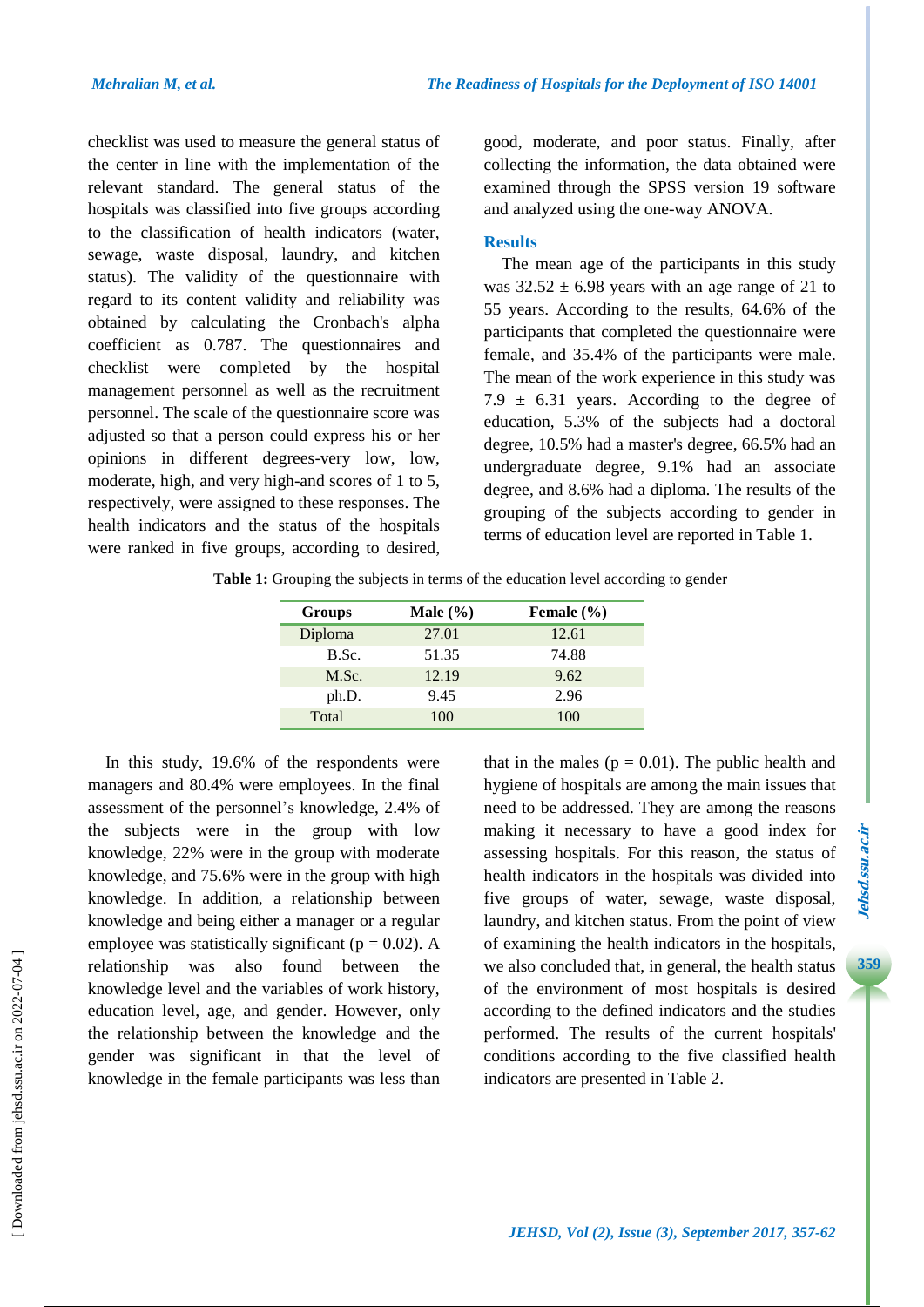checklist was used to measure the general status of the center in line with the implementation of the relevant standard. The general status of the hospitals was classified into five groups according to the classification of health indicators (water, sewage, waste disposal, laundry, and kitchen status). The validity of the questionnaire with regard to its content validity and reliability was obtained by calculating the Cronbach's alpha coefficient as 0.787. The questionnaires and checklist were completed by the hospital management personnel as well as the recruitment personnel. The scale of the questionnaire score was adjusted so that a person could express his or her opinions in different degrees-very low, low, moderate, high, and very high-and scores of 1 to 5, respectively, were assigned to these responses. The health indicators and the status of the hospitals were ranked in five groups, according to desired, good, moderate, and poor status. Finally, after collecting the information, the data obtained were examined through the SPSS version 19 software and analyzed using the one-way ANOVA.

## Results

The mean age of the participants in this study was 32.52 ± 6.98 years with an age range of 21 to 55 years. According to the results, 64.6% of the participants that completed the questionnaire were female, and 35.4% of the participants were male. The mean of the work experience in this study was 7.9 ± 6.31 years. According to the degree of education, 5.3% of the subjects had a doctoral degree, 10.5% had a master's degree, 66.5% had an undergraduate degree, 9.1% had an associate degree, and 8.6% had a diploma. The results of the grouping of the subjects according to gender in terms of education level are reported in Table 1.

**Table 1:** Grouping the subjects in terms of the education level according to gender

| Groups | Male (%) | Female (%) |
|---|---|---|
| Diploma | 27.01 | 12.61 |
| B.Sc. | 51.35 | 74.88 |
| M.Sc. | 12.19 | 9.62 |
| ph.D. | 9.45 | 2.96 |
| Total | 100 | 100 |

In this study, 19.6% of the respondents were managers and 80.4% were employees. In the final assessment of the personnel's knowledge, 2.4% of the subjects were in the group with low knowledge, 22% were in the group with moderate knowledge, and 75.6% were in the group with high knowledge. In addition, a relationship between knowledge and being either a manager or a regular employee was statistically significant ($p = 0.02$). A relationship was also found between the knowledge level and the variables of work history, education level, age, and gender. However, only the relationship between the knowledge and the gender was significant in that the level of knowledge in the female participants was less than that in the males ($p = 0.01$). The public health and hygiene of hospitals are among the main issues that need to be addressed. They are among the reasons making it necessary to have a good index for assessing hospitals. For this reason, the status of health indicators in the hospitals was divided into five groups of water, sewage, waste disposal, laundry, and kitchen status. From the point of view of examining the health indicators in the hospitals, we also concluded that, in general, the health status of the environment of most hospitals is desired according to the defined indicators and the studies performed. The results of the current hospitals' conditions according to the five classified health indicators are presented in Table 2.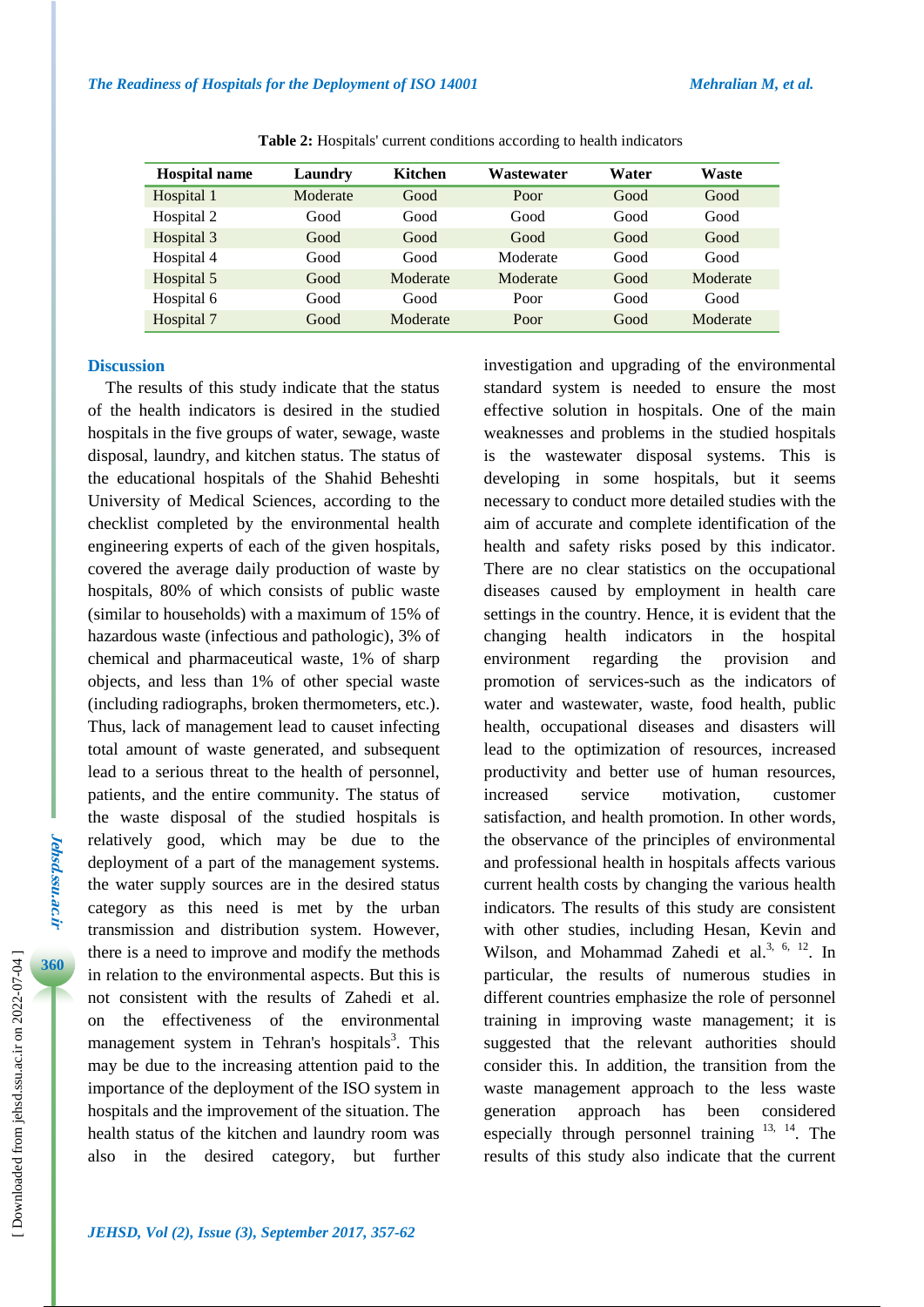**Table 2:** Hospitals' current conditions according to health indicators

| Hospital name | Laundry | Kitchen | Wastewater | Water | Waste |
|---|---|---|---|---|---|
| Hospital 1 | Moderate | Good | Poor | Good | Good |
| Hospital 2 | Good | Good | Good | Good | Good |
| Hospital 3 | Good | Good | Good | Good | Good |
| Hospital 4 | Good | Good | Moderate | Good | Good |
| Hospital 5 | Good | Moderate | Moderate | Good | Moderate |
| Hospital 6 | Good | Good | Poor | Good | Good |
| Hospital 7 | Good | Moderate | Poor | Good | Moderate |

## Discussion

The results of this study indicate that the status of the health indicators is desired in the studied hospitals in the five groups of water, sewage, waste disposal, laundry, and kitchen status. The status of the educational hospitals of the Shahid Beheshti University of Medical Sciences, according to the checklist completed by the environmental health engineering experts of each of the given hospitals, covered the average daily production of waste by hospitals, 80% of which consists of public waste (similar to households) with a maximum of 15% of hazardous waste (infectious and pathologic), 3% of chemical and pharmaceutical waste, 1% of sharp objects, and less than 1% of other special waste (including radiographs, broken thermometers, etc.). Thus, lack of management lead to causet infecting total amount of waste generated, and subsequent lead to a serious threat to the health of personnel, patients, and the entire community. The status of the waste disposal of the studied hospitals is relatively good, which may be due to the deployment of a part of the management systems. the water supply sources are in the desired status category as this need is met by the urban transmission and distribution system. However, there is a need to improve and modify the methods in relation to the environmental aspects. But this is not consistent with the results of Zahedi et al. on the effectiveness of the environmental management system in Tehran's hospitals[3]. This may be due to the increasing attention paid to the importance of the deployment of the ISO system in hospitals and the improvement of the situation. The health status of the kitchen and laundry room was also in the desired category, but further investigation and upgrading of the environmental standard system is needed to ensure the most effective solution in hospitals. One of the main weaknesses and problems in the studied hospitals is the wastewater disposal systems. This is developing in some hospitals, but it seems necessary to conduct more detailed studies with the aim of accurate and complete identification of the health and safety risks posed by this indicator. There are no clear statistics on the occupational diseases caused by employment in health care settings in the country. Hence, it is evident that the changing health indicators in the hospital environment regarding the provision and promotion of services-such as the indicators of water and wastewater, waste, food health, public health, occupational diseases and disasters will lead to the optimization of resources, increased productivity and better use of human resources, increased service motivation, customer satisfaction, and health promotion. In other words, the observance of the principles of environmental and professional health in hospitals affects various current health costs by changing the various health indicators. The results of this study are consistent with other studies, including Hesan, Kevin and Wilson, and Mohammad Zahedi et al.[3, 6, 12]. In particular, the results of numerous studies in different countries emphasize the role of personnel training in improving waste management; it is suggested that the relevant authorities should consider this. In addition, the transition from the waste management approach to the less waste generation approach has been considered especially through personnel training [13, 14]. The results of this study also indicate that the current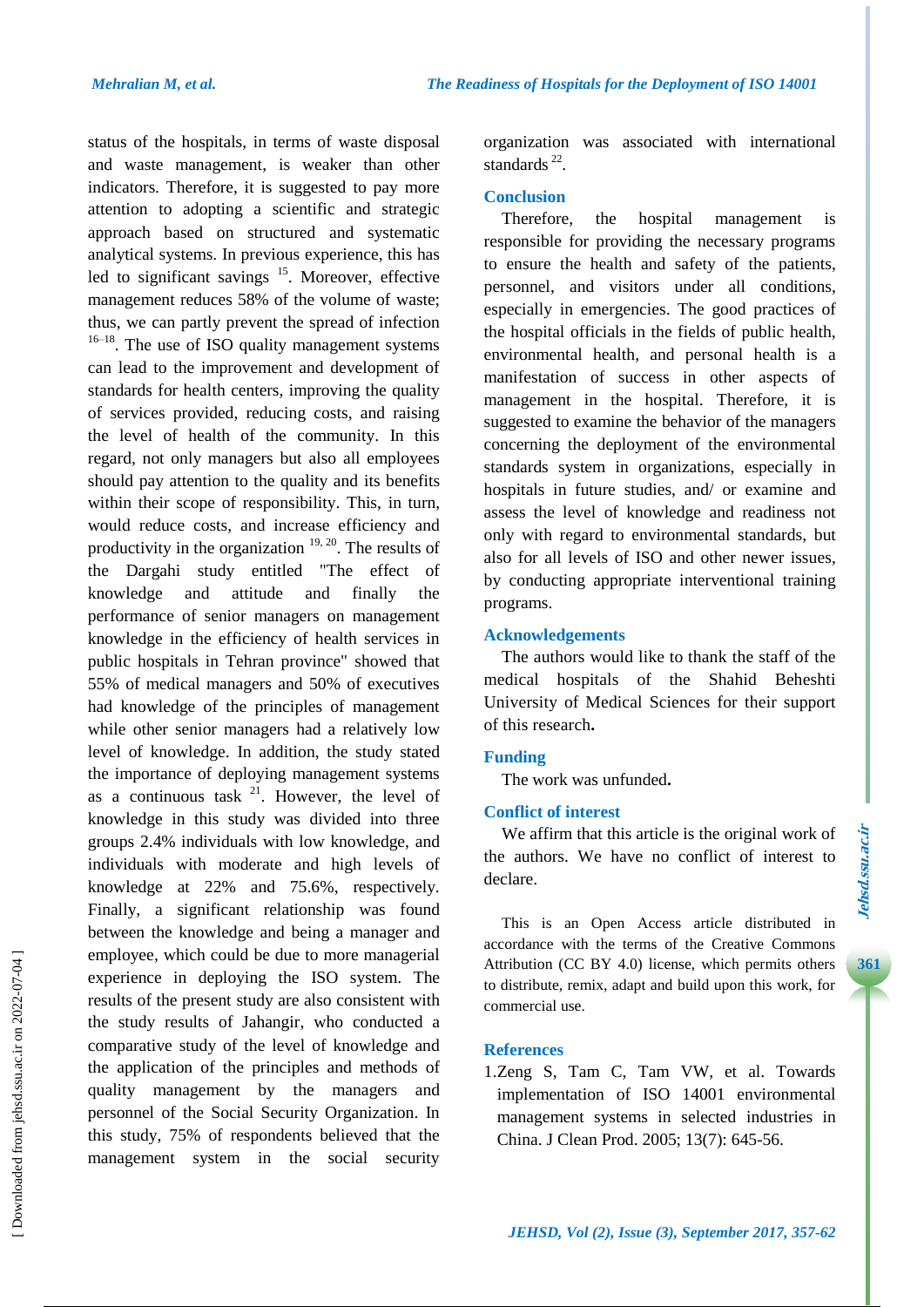status of the hospitals, in terms of waste disposal and waste management, is weaker than other indicators. Therefore, it is suggested to pay more attention to adopting a scientific and strategic approach based on structured and systematic analytical systems. In previous experience, this has led to significant savings [15]. Moreover, effective management reduces 58% of the volume of waste; thus, we can partly prevent the spread of infection [16–18]. The use of ISO quality management systems can lead to the improvement and development of standards for health centers, improving the quality of services provided, reducing costs, and raising the level of health of the community. In this regard, not only managers but also all employees should pay attention to the quality and its benefits within their scope of responsibility. This, in turn, would reduce costs, and increase efficiency and productivity in the organization [19, 20]. The results of the Dargahi study entitled "The effect of knowledge and attitude and finally the performance of senior managers on management knowledge in the efficiency of health services in public hospitals in Tehran province" showed that 55% of medical managers and 50% of executives had knowledge of the principles of management while other senior managers had a relatively low level of knowledge. In addition, the study stated the importance of deploying management systems as a continuous task [21]. However, the level of knowledge in this study was divided into three groups 2.4% individuals with low knowledge, and individuals with moderate and high levels of knowledge at 22% and 75.6%, respectively. Finally, a significant relationship was found between the knowledge and being a manager and employee, which could be due to more managerial experience in deploying the ISO system. The results of the present study are also consistent with the study results of Jahangir, who conducted a comparative study of the level of knowledge and the application of the principles and methods of quality management by the managers and personnel of the Social Security Organization. In this study, 75% of respondents believed that the management system in the social security organization was associated with international standards [22].

## Conclusion

Therefore, the hospital management is responsible for providing the necessary programs to ensure the health and safety of the patients, personnel, and visitors under all conditions, especially in emergencies. The good practices of the hospital officials in the fields of public health, environmental health, and personal health is a manifestation of success in other aspects of management in the hospital. Therefore, it is suggested to examine the behavior of the managers concerning the deployment of the environmental standards system in organizations, especially in hospitals in future studies, and/ or examine and assess the level of knowledge and readiness not only with regard to environmental standards, but also for all levels of ISO and other newer issues, by conducting appropriate interventional training programs.

## Acknowledgements

The authors would like to thank the staff of the medical hospitals of the Shahid Beheshti University of Medical Sciences for their support of this research**.**

## Funding

The work was unfunded**.**

## Conflict of interest

We affirm that this article is the original work of the authors. We have no conflict of interest to declare.

This is an Open Access article distributed in accordance with the terms of the Creative Commons Attribution (CC BY 4.0) license, which permits others to distribute, remix, adapt and build upon this work, for commercial use.

## References

1. Zeng S, Tam C, Tam VW, et al. Towards implementation of ISO 14001 environmental management systems in selected industries in China. J Clean Prod. 2005; 13(7): 645-56.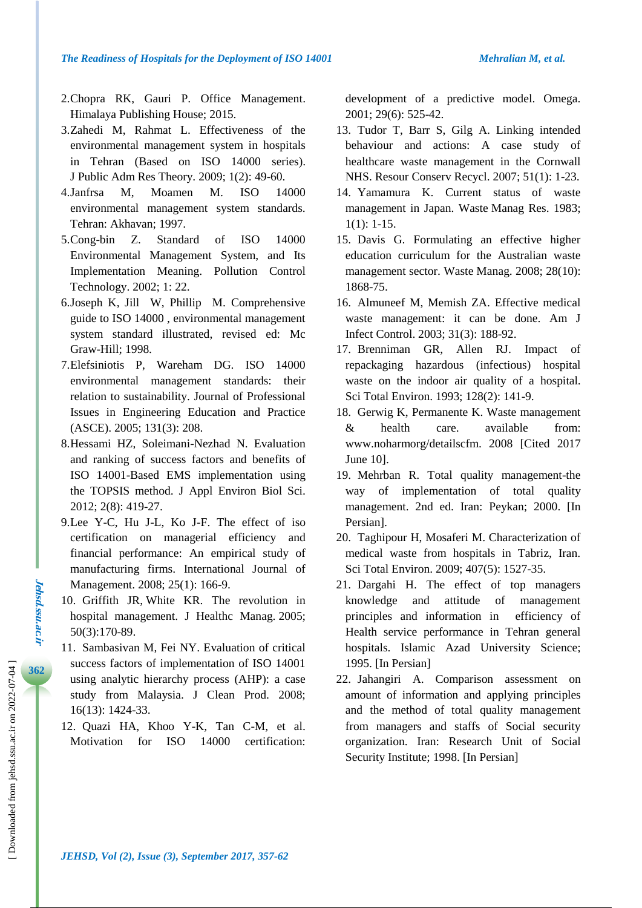2. Chopra RK, Gauri P. Office Management. Himalaya Publishing House; 2015.
3. Zahedi M, Rahmat L. Effectiveness of the environmental management system in hospitals in Tehran (Based on ISO 14000 series). J Public Adm Res Theory. 2009; 1(2): 49-60.
4. Janfrsa M, Moamen M. ISO 14000 environmental management system standards. Tehran: Akhavan; 1997.
5. Cong-bin Z. Standard of ISO 14000 Environmental Management System, and Its Implementation Meaning. Pollution Control Technology. 2002; 1: 22.
6. Joseph K, Jill W, Phillip M. Comprehensive guide to ISO 14000 , environmental management system standard illustrated, revised ed: Mc Graw-Hill; 1998.
7. Elefsiniotis P, Wareham DG. ISO 14000 environmental management standards: their relation to sustainability. Journal of Professional Issues in Engineering Education and Practice (ASCE). 2005; 131(3): 208.
8. Hessami HZ, Soleimani-Nezhad N. Evaluation and ranking of success factors and benefits of ISO 14001-Based EMS implementation using the TOPSIS method. J Appl Environ Biol Sci. 2012; 2(8): 419-27.
9. Lee Y-C, Hu J-L, Ko J-F. The effect of iso certification on managerial efficiency and financial performance: An empirical study of manufacturing firms. International Journal of Management. 2008; 25(1): 166-9.
10. Griffith JR, White KR. The revolution in hospital management. J Healthc Manag. 2005; 50(3):170-89.
11. Sambasivan M, Fei NY. Evaluation of critical success factors of implementation of ISO 14001 using analytic hierarchy process (AHP): a case study from Malaysia. J Clean Prod. 2008; 16(13): 1424-33.
12. Quazi HA, Khoo Y-K, Tan C-M, et al. Motivation for ISO 14000 certification: development of a predictive model. Omega. 2001; 29(6): 525-42.
13. Tudor T, Barr S, Gilg A. Linking intended behaviour and actions: A case study of healthcare waste management in the Cornwall NHS. Resour Conserv Recycl. 2007; 51(1): 1-23.
14. Yamamura K. Current status of waste management in Japan. Waste Manag Res. 1983; 1(1): 1-15.
15. Davis G. Formulating an effective higher education curriculum for the Australian waste management sector. Waste Manag. 2008; 28(10): 1868-75.
16. Almuneef M, Memish ZA. Effective medical waste management: it can be done. Am J Infect Control. 2003; 31(3): 188-92.
17. Brenniman GR, Allen RJ. Impact of repackaging hazardous (infectious) hospital waste on the indoor air quality of a hospital. Sci Total Environ. 1993; 128(2): 141-9.
18. Gerwig K, Permanente K. Waste management & health care. available from: www.noharmorg/detailscfm. 2008 [Cited 2017 June 10].
19. Mehrban R. Total quality management-the way of implementation of total quality management. 2nd ed. Iran: Peykan; 2000. [In Persian].
20. Taghipour H, Mosaferi M. Characterization of medical waste from hospitals in Tabriz, Iran. Sci Total Environ. 2009; 407(5): 1527-35.
21. Dargahi H. The effect of top managers knowledge and attitude of management principles and information in efficiency of Health service performance in Tehran general hospitals. Islamic Azad University Science; 1995. [In Persian]
22. Jahangiri A. Comparison assessment on amount of information and applying principles and the method of total quality management from managers and staffs of Social security organization. Iran: Research Unit of Social Security Institute; 1998. [In Persian]